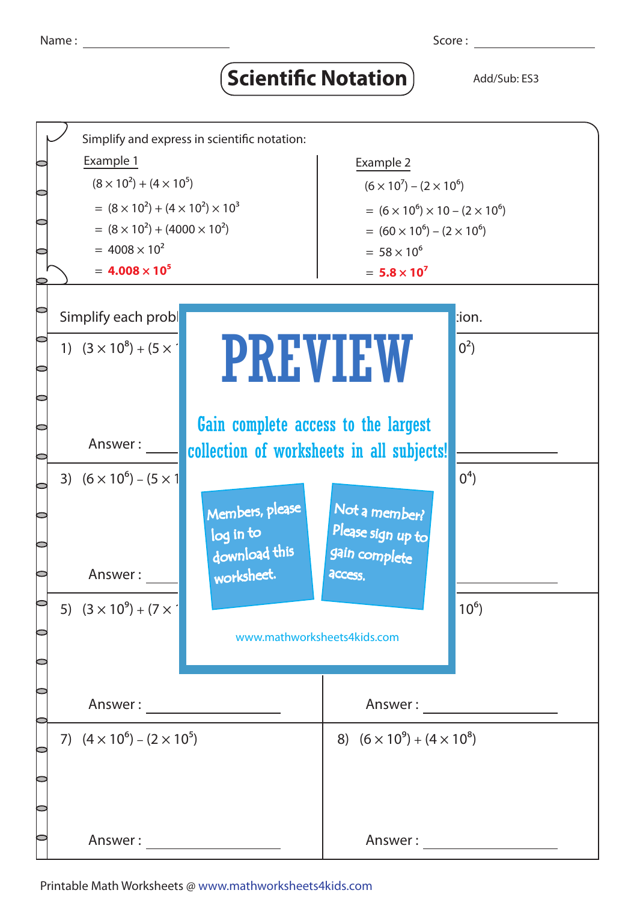Name : ________________ Score : ________________

# Scientific Notation

Add/Sub: ES3

Simplify and express in scientific notation:

**Example 1**

$(8 \times 10^2) + (4 \times 10^5)$

$= (8 \times 10^2) + (4 \times 10^2) \times 10^3$

$= (8 \times 10^2) + (4000 \times 10^2)$

$= 4008 \times 10^2$

$= \mathbf{4.008 \times 10^5}$

**Example 2**

$(6 \times 10^7) - (2 \times 10^6)$

$= (6 \times 10^6) \times 10 - (2 \times 10^6)$

$= (60 \times 10^6) - (2 \times 10^6)$

$= 58 \times 10^6$

$= \mathbf{5.8 \times 10^7}$

Simplify each probl ... tion.

1) $(3 \times 10^8) + (5 \times$ ... $0^2)$

Answer : ________________

3) $(6 \times 10^6) - (5 \times 1$ ... $0^4)$

Answer : ________________

5) $(3 \times 10^9) + (7 \times$ ... $10^6)$

Answer : ________________ Answer : ________________

7) $(4 \times 10^6) - (2 \times 10^5)$

Answer : ________________

8) $(6 \times 10^9) + (4 \times 10^8)$

Answer : ________________

PREVIEW

Gain complete access to the largest collection of worksheets in all subjects!

Members, please log in to download this worksheet.

Not a member? Please sign up to gain complete access.

www.mathworksheets4kids.com

Printable Math Worksheets @ www.mathworksheets4kids.com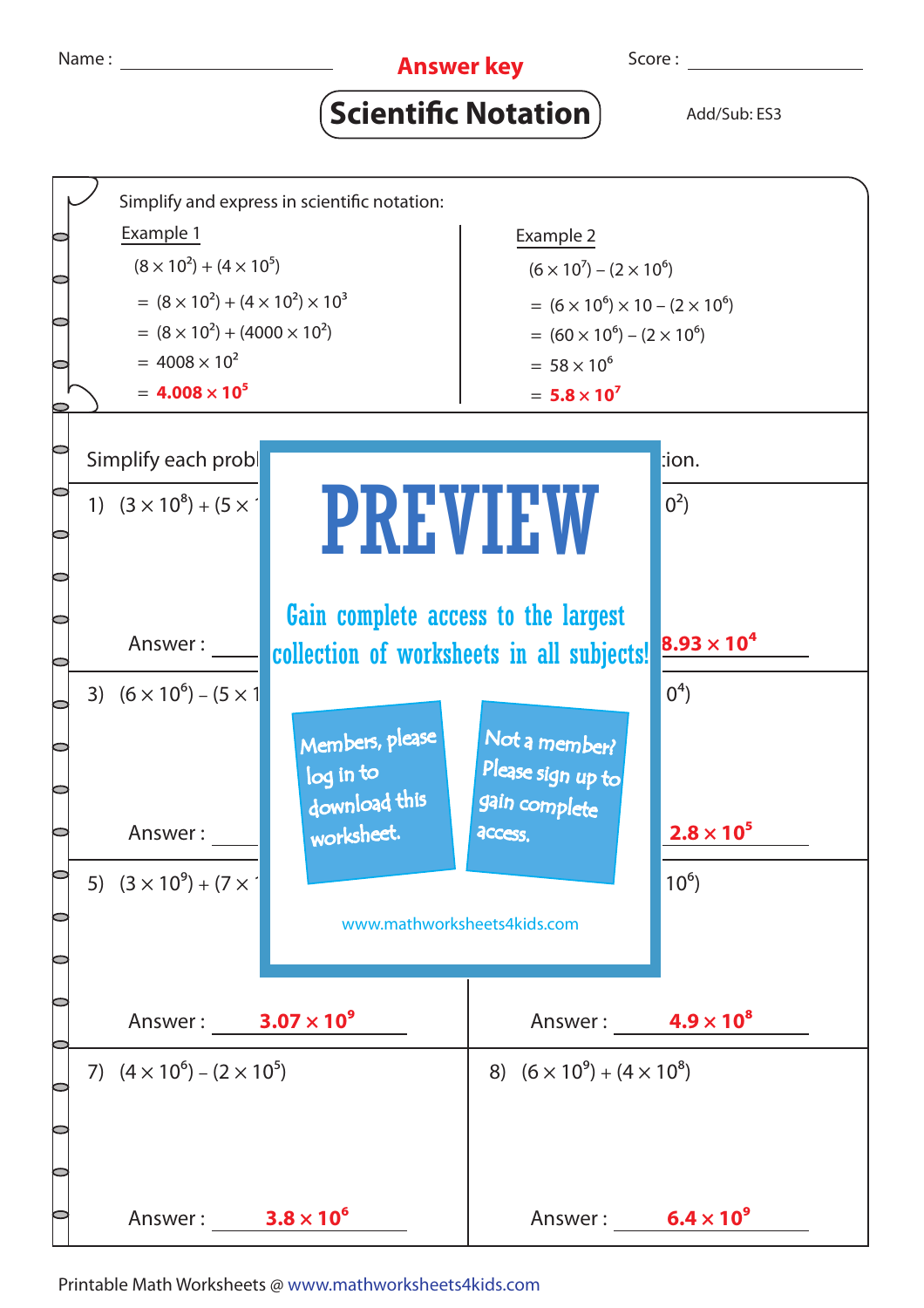Name : ______________ **Answer key** Score : ______________

# Scientific Notation

Add/Sub: ES3

Simplify and express in scientific notation:

**Example 1**

$(8 \times 10^2) + (4 \times 10^5)$

$= (8 \times 10^2) + (4 \times 10^2) \times 10^3$

$= (8 \times 10^2) + (4000 \times 10^2)$

$= 4008 \times 10^2$

$= \mathbf{4.008 \times 10^5}$

**Example 2**

$(6 \times 10^7) - (2 \times 10^6)$

$= (6 \times 10^6) \times 10 - (2 \times 10^6)$

$= (60 \times 10^6) - (2 \times 10^6)$

$= 58 \times 10^6$

$= \mathbf{5.8 \times 10^7}$

Simplify each probl ... tion.

1) $(3 \times 10^8) + (5 \times$ ... $0^2)$

Answer : ______ Answer : $\mathbf{8.93 \times 10^4}$

3) $(6 \times 10^6) - (5 \times 1$ ... $0^4)$

Answer : ______ Answer : $\mathbf{2.8 \times 10^5}$

5) $(3 \times 10^9) + (7 \times$ ... $10^6)$

Answer : $\mathbf{3.07 \times 10^9}$ Answer : $\mathbf{4.9 \times 10^8}$

7) $(4 \times 10^6) - (2 \times 10^5)$

Answer : $\mathbf{3.8 \times 10^6}$

8) $(6 \times 10^9) + (4 \times 10^8)$

Answer : $\mathbf{6.4 \times 10^9}$

PREVIEW

Gain complete access to the largest collection of worksheets in all subjects!

Members, please log in to download this worksheet.

Not a member? Please sign up to gain complete access.

www.mathworksheets4kids.com

Printable Math Worksheets @ www.mathworksheets4kids.com